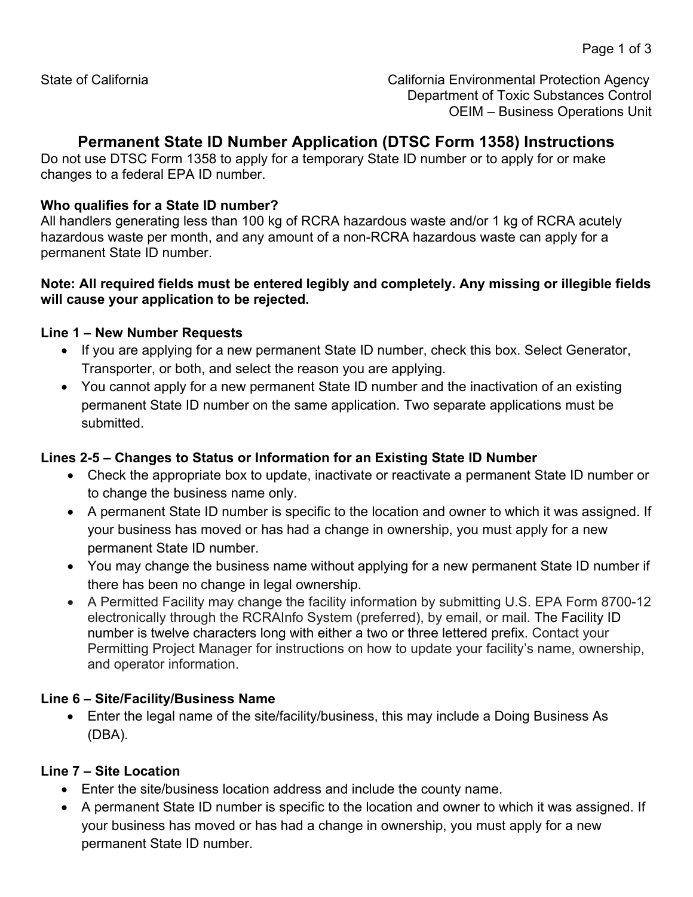State of California

California Environmental Protection Agency
Department of Toxic Substances Control
OEIM – Business Operations Unit

# Permanent State ID Number Application (DTSC Form 1358) Instructions

Do not use DTSC Form 1358 to apply for a temporary State ID number or to apply for or make changes to a federal EPA ID number.

**Who qualifies for a State ID number?**
All handlers generating less than 100 kg of RCRA hazardous waste and/or 1 kg of RCRA acutely hazardous waste per month, and any amount of a non-RCRA hazardous waste can apply for a permanent State ID number.

**Note: All required fields must be entered legibly and completely. Any missing or illegible fields will cause your application to be rejected.**

### Line 1 – New Number Requests

- If you are applying for a new permanent State ID number, check this box. Select Generator, Transporter, or both, and select the reason you are applying.
- You cannot apply for a new permanent State ID number and the inactivation of an existing permanent State ID number on the same application. Two separate applications must be submitted.

### Lines 2-5 – Changes to Status or Information for an Existing State ID Number

- Check the appropriate box to update, inactivate or reactivate a permanent State ID number or to change the business name only.
- A permanent State ID number is specific to the location and owner to which it was assigned. If your business has moved or has had a change in ownership, you must apply for a new permanent State ID number.
- You may change the business name without applying for a new permanent State ID number if there has been no change in legal ownership.
- A Permitted Facility may change the facility information by submitting U.S. EPA Form 8700-12 electronically through the RCRAInfo System (preferred), by email, or mail. The Facility ID number is twelve characters long with either a two or three lettered prefix. Contact your Permitting Project Manager for instructions on how to update your facility's name, ownership, and operator information.

### Line 6 – Site/Facility/Business Name

- Enter the legal name of the site/facility/business, this may include a Doing Business As (DBA).

### Line 7 – Site Location

- Enter the site/business location address and include the county name.
- A permanent State ID number is specific to the location and owner to which it was assigned. If your business has moved or has had a change in ownership, you must apply for a new permanent State ID number.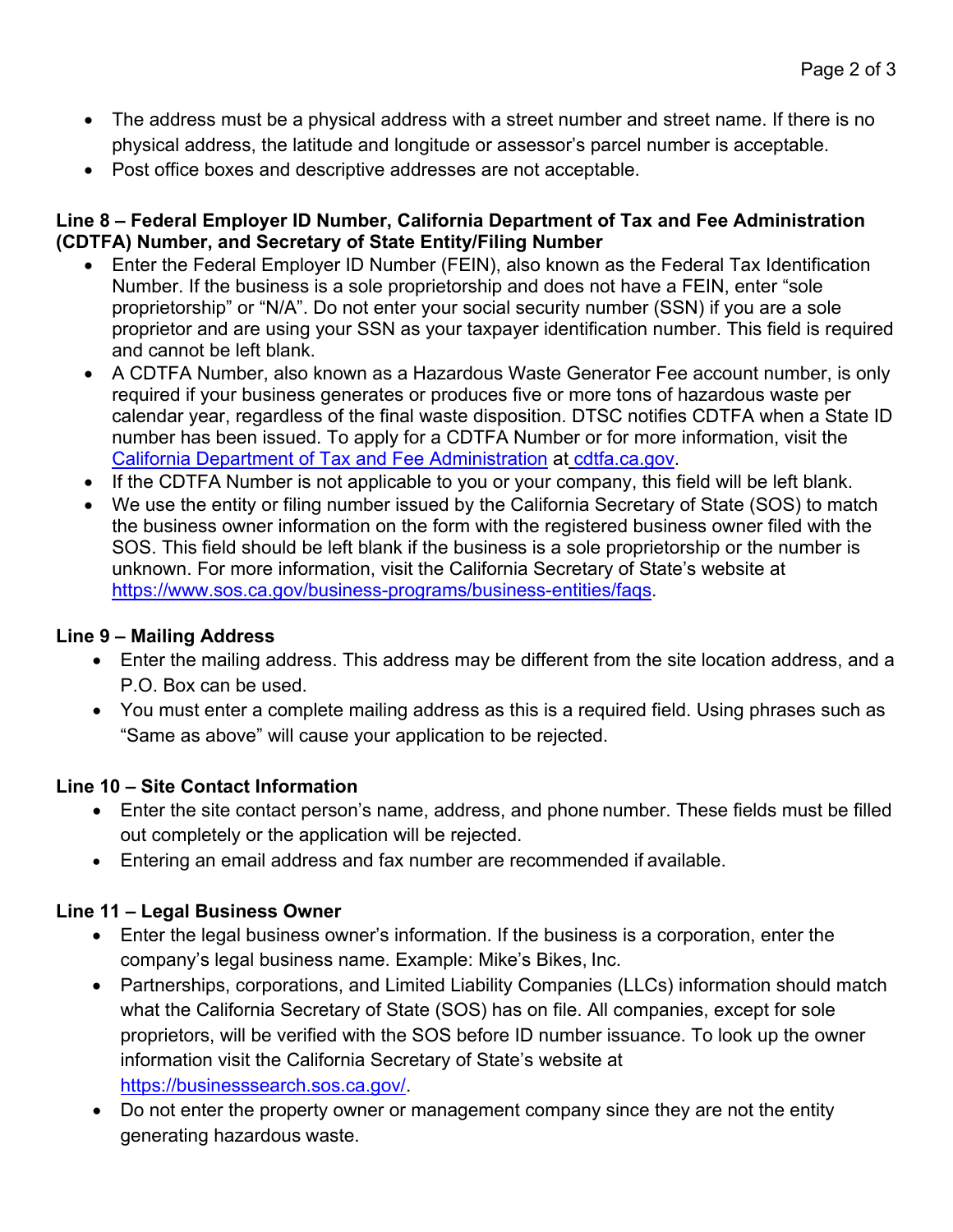- The address must be a physical address with a street number and street name. If there is no physical address, the latitude and longitude or assessor's parcel number is acceptable.
- Post office boxes and descriptive addresses are not acceptable.

**Line 8 – Federal Employer ID Number, California Department of Tax and Fee Administration (CDTFA) Number, and Secretary of State Entity/Filing Number**

- Enter the Federal Employer ID Number (FEIN), also known as the Federal Tax Identification Number. If the business is a sole proprietorship and does not have a FEIN, enter "sole proprietorship" or "N/A". Do not enter your social security number (SSN) if you are a sole proprietor and are using your SSN as your taxpayer identification number. This field is required and cannot be left blank.
- A CDTFA Number, also known as a Hazardous Waste Generator Fee account number, is only required if your business generates or produces five or more tons of hazardous waste per calendar year, regardless of the final waste disposition. DTSC notifies CDTFA when a State ID number has been issued. To apply for a CDTFA Number or for more information, visit the California Department of Tax and Fee Administration at cdtfa.ca.gov.
- If the CDTFA Number is not applicable to you or your company, this field will be left blank.
- We use the entity or filing number issued by the California Secretary of State (SOS) to match the business owner information on the form with the registered business owner filed with the SOS. This field should be left blank if the business is a sole proprietorship or the number is unknown. For more information, visit the California Secretary of State's website at https://www.sos.ca.gov/business-programs/business-entities/faqs.

**Line 9 – Mailing Address**

- Enter the mailing address. This address may be different from the site location address, and a P.O. Box can be used.
- You must enter a complete mailing address as this is a required field. Using phrases such as "Same as above" will cause your application to be rejected.

**Line 10 – Site Contact Information**

- Enter the site contact person's name, address, and phone number. These fields must be filled out completely or the application will be rejected.
- Entering an email address and fax number are recommended if available.

**Line 11 – Legal Business Owner**

- Enter the legal business owner's information. If the business is a corporation, enter the company's legal business name. Example: Mike's Bikes, Inc.
- Partnerships, corporations, and Limited Liability Companies (LLCs) information should match what the California Secretary of State (SOS) has on file. All companies, except for sole proprietors, will be verified with the SOS before ID number issuance. To look up the owner information visit the California Secretary of State's website at https://businesssearch.sos.ca.gov/.
- Do not enter the property owner or management company since they are not the entity generating hazardous waste.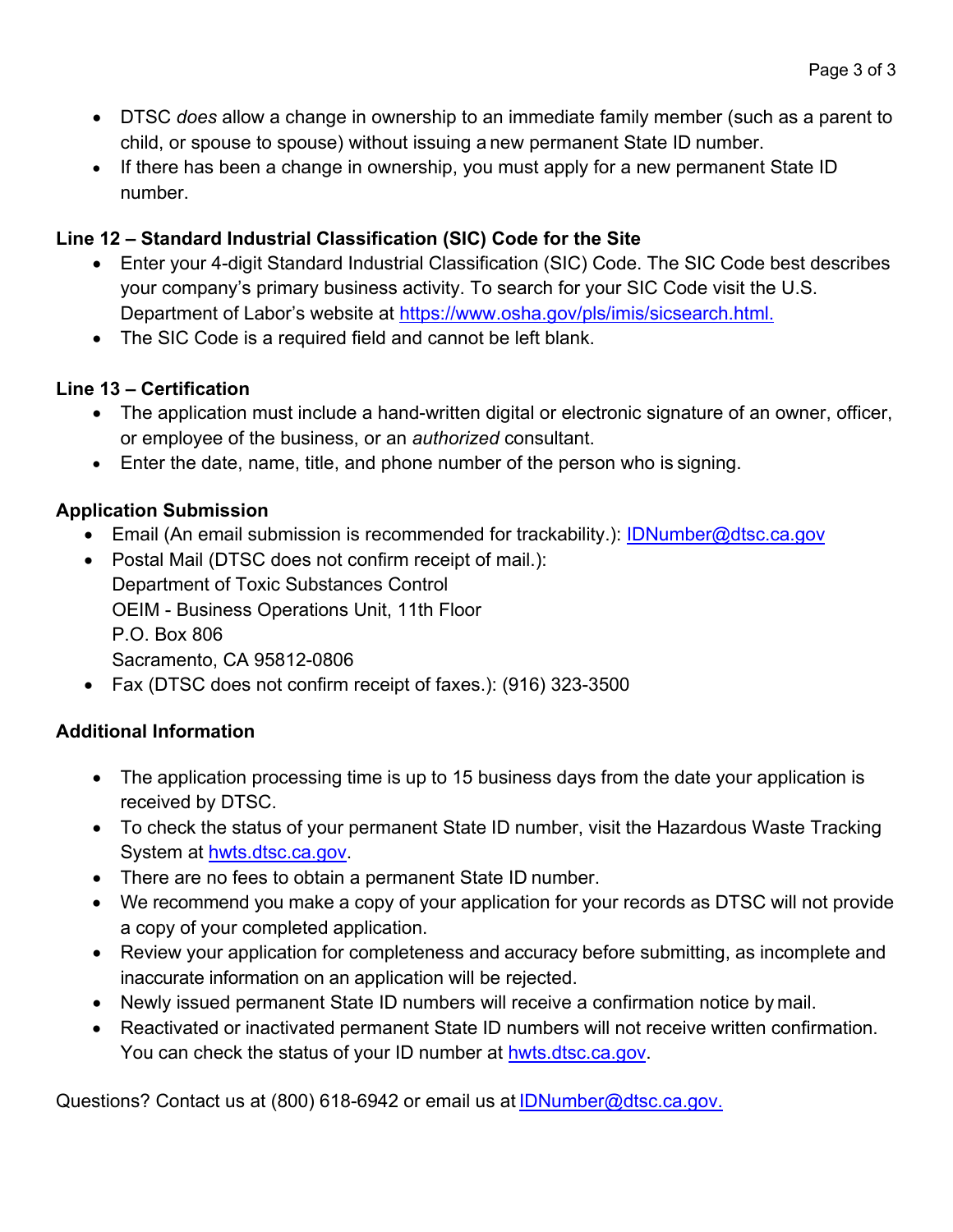- DTSC *does* allow a change in ownership to an immediate family member (such as a parent to child, or spouse to spouse) without issuing a new permanent State ID number.
- If there has been a change in ownership, you must apply for a new permanent State ID number.

**Line 12 – Standard Industrial Classification (SIC) Code for the Site**

- Enter your 4-digit Standard Industrial Classification (SIC) Code. The SIC Code best describes your company's primary business activity. To search for your SIC Code visit the U.S. Department of Labor's website at https://www.osha.gov/pls/imis/sicsearch.html.
- The SIC Code is a required field and cannot be left blank.

**Line 13 – Certification**

- The application must include a hand-written digital or electronic signature of an owner, officer, or employee of the business, or an *authorized* consultant.
- Enter the date, name, title, and phone number of the person who is signing.

**Application Submission**

- Email (An email submission is recommended for trackability.): IDNumber@dtsc.ca.gov
- Postal Mail (DTSC does not confirm receipt of mail.):
  Department of Toxic Substances Control
  OEIM - Business Operations Unit, 11th Floor
  P.O. Box 806
  Sacramento, CA 95812-0806
- Fax (DTSC does not confirm receipt of faxes.): (916) 323-3500

**Additional Information**

- The application processing time is up to 15 business days from the date your application is received by DTSC.
- To check the status of your permanent State ID number, visit the Hazardous Waste Tracking System at hwts.dtsc.ca.gov.
- There are no fees to obtain a permanent State ID number.
- We recommend you make a copy of your application for your records as DTSC will not provide a copy of your completed application.
- Review your application for completeness and accuracy before submitting, as incomplete and inaccurate information on an application will be rejected.
- Newly issued permanent State ID numbers will receive a confirmation notice by mail.
- Reactivated or inactivated permanent State ID numbers will not receive written confirmation. You can check the status of your ID number at hwts.dtsc.ca.gov.

Questions? Contact us at (800) 618-6942 or email us at IDNumber@dtsc.ca.gov.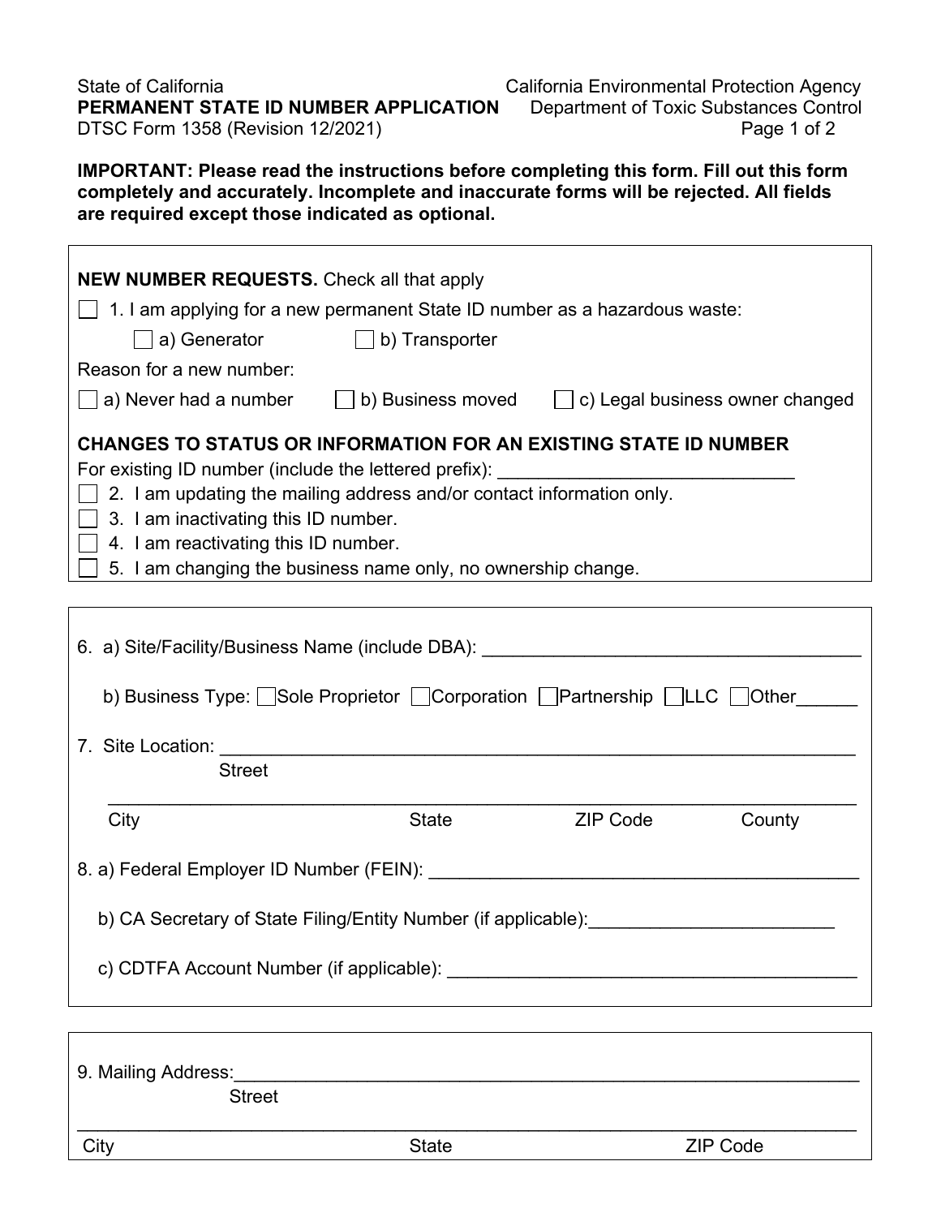State of California
**PERMANENT STATE ID NUMBER APPLICATION**
DTSC Form 1358 (Revision 12/2021)

California Environmental Protection Agency
Department of Toxic Substances Control

**IMPORTANT: Please read the instructions before completing this form. Fill out this form completely and accurately. Incomplete and inaccurate forms will be rejected. All fields are required except those indicated as optional.**

**NEW NUMBER REQUESTS.** Check all that apply

☐ 1. I am applying for a new permanent State ID number as a hazardous waste:

☐ a) Generator ☐ b) Transporter

Reason for a new number:

☐ a) Never had a number ☐ b) Business moved ☐ c) Legal business owner changed

**CHANGES TO STATUS OR INFORMATION FOR AN EXISTING STATE ID NUMBER**

For existing ID number (include the lettered prefix): ______________________________

☐ 2. I am updating the mailing address and/or contact information only.

☐ 3. I am inactivating this ID number.

☐ 4. I am reactivating this ID number.

☐ 5. I am changing the business name only, no ownership change.

6. a) Site/Facility/Business Name (include DBA): ______________________________________

   b) Business Type: ☐ Sole Proprietor ☐ Corporation ☐ Partnership ☐ LLC ☐ Other______

7. Site Location: ________________________________________________________________
   Street

   ________________________________________________________________
   City State ZIP Code County

8. a) Federal Employer ID Number (FEIN): ____________________________________________

   b) CA Secretary of State Filing/Entity Number (if applicable):________________________

   c) CDTFA Account Number (if applicable): __________________________________________

9. Mailing Address:______________________________________________________________
   Street

   ________________________________________________________________
   City State ZIP Code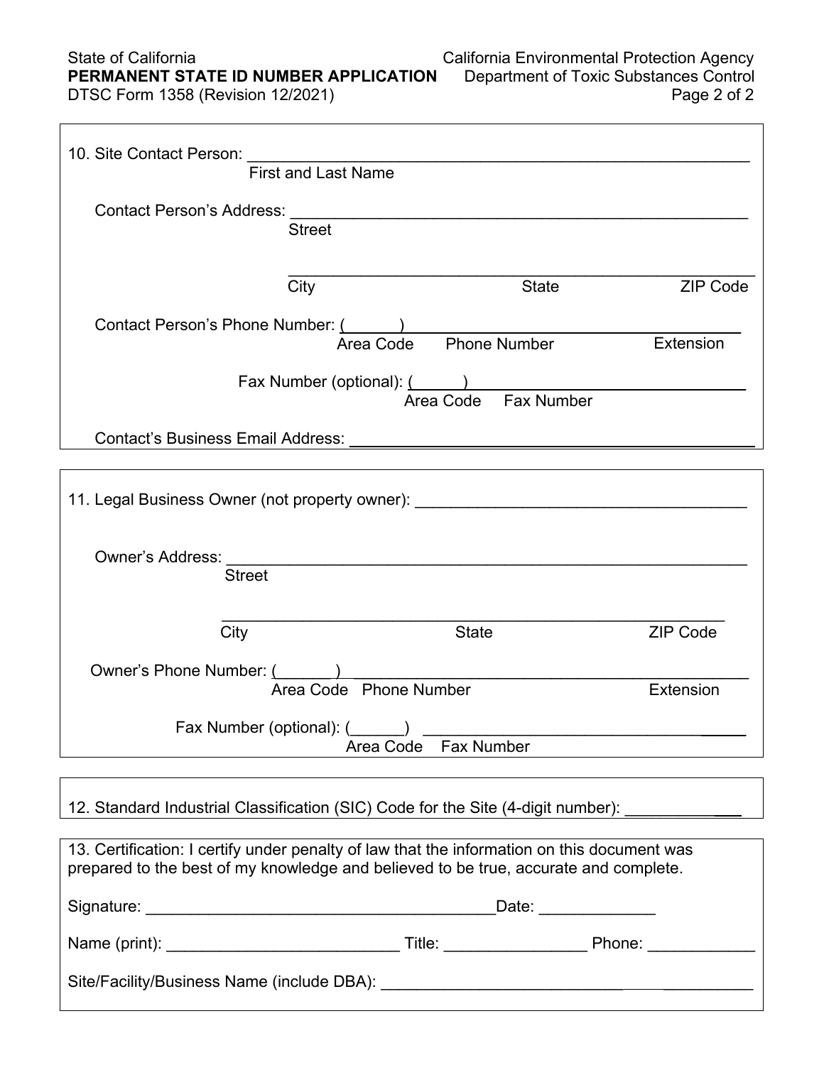10. Site Contact Person: ______________________________________________
First and Last Name

Contact Person's Address: ______________________________________________
Street

______________________________________________
City State ZIP Code

Contact Person's Phone Number: (______) ______________________________________________
Area Code Phone Number Extension

Fax Number (optional): (______) ______________________________________________
Area Code Fax Number

Contact's Business Email Address: ______________________________________________

11. Legal Business Owner (not property owner): ______________________________________________

Owner's Address: ______________________________________________
Street

______________________________________________
City State ZIP Code

Owner's Phone Number: (______) ______________________________________________
Area Code Phone Number Extension

Fax Number (optional): (______) ______________________________________________
Area Code Fax Number

12. Standard Industrial Classification (SIC) Code for the Site (4-digit number): ____________

13. Certification: I certify under penalty of law that the information on this document was prepared to the best of my knowledge and believed to be true, accurate and complete.

Signature: ________________________________________ Date: _____________

Name (print): __________________________ Title: ________________ Phone: ____________

Site/Facility/Business Name (include DBA): ______________________________________________